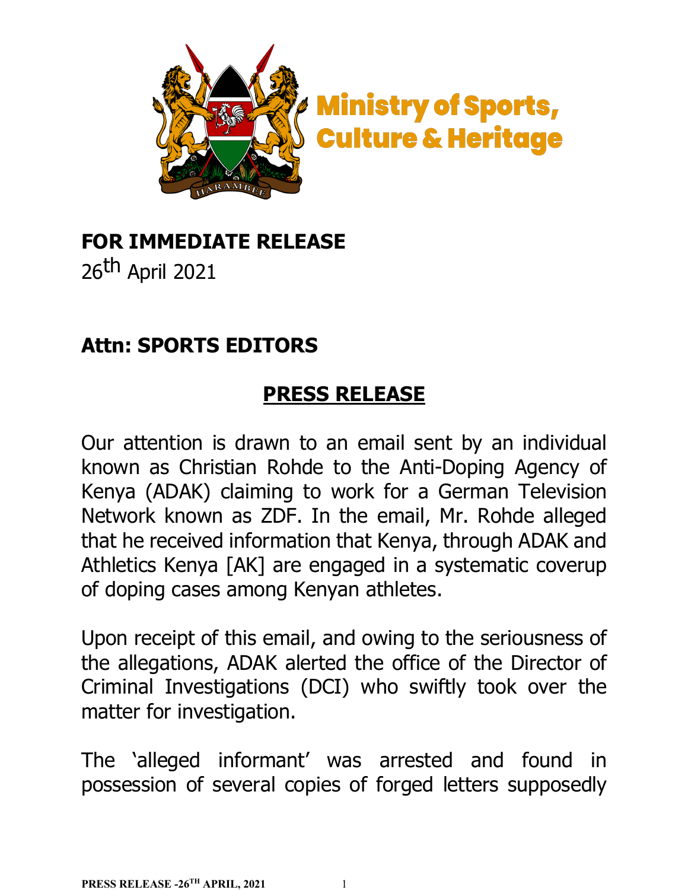Ministry of Sports, Culture & Heritage

**FOR IMMEDIATE RELEASE**
26th April 2021

**Attn: SPORTS EDITORS**

## PRESS RELEASE

Our attention is drawn to an email sent by an individual known as Christian Rohde to the Anti-Doping Agency of Kenya (ADAK) claiming to work for a German Television Network known as ZDF. In the email, Mr. Rohde alleged that he received information that Kenya, through ADAK and Athletics Kenya [AK] are engaged in a systematic coverup of doping cases among Kenyan athletes.

Upon receipt of this email, and owing to the seriousness of the allegations, ADAK alerted the office of the Director of Criminal Investigations (DCI) who swiftly took over the matter for investigation.

The 'alleged informant' was arrested and found in possession of several copies of forged letters supposedly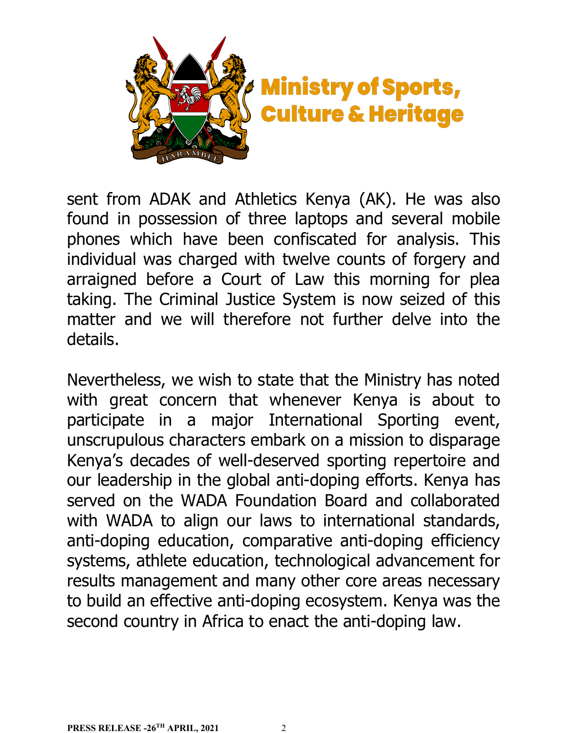sent from ADAK and Athletics Kenya (AK). He was also found in possession of three laptops and several mobile phones which have been confiscated for analysis. This individual was charged with twelve counts of forgery and arraigned before a Court of Law this morning for plea taking. The Criminal Justice System is now seized of this matter and we will therefore not further delve into the details.

Nevertheless, we wish to state that the Ministry has noted with great concern that whenever Kenya is about to participate in a major International Sporting event, unscrupulous characters embark on a mission to disparage Kenya's decades of well-deserved sporting repertoire and our leadership in the global anti-doping efforts. Kenya has served on the WADA Foundation Board and collaborated with WADA to align our laws to international standards, anti-doping education, comparative anti-doping efficiency systems, athlete education, technological advancement for results management and many other core areas necessary to build an effective anti-doping ecosystem. Kenya was the second country in Africa to enact the anti-doping law.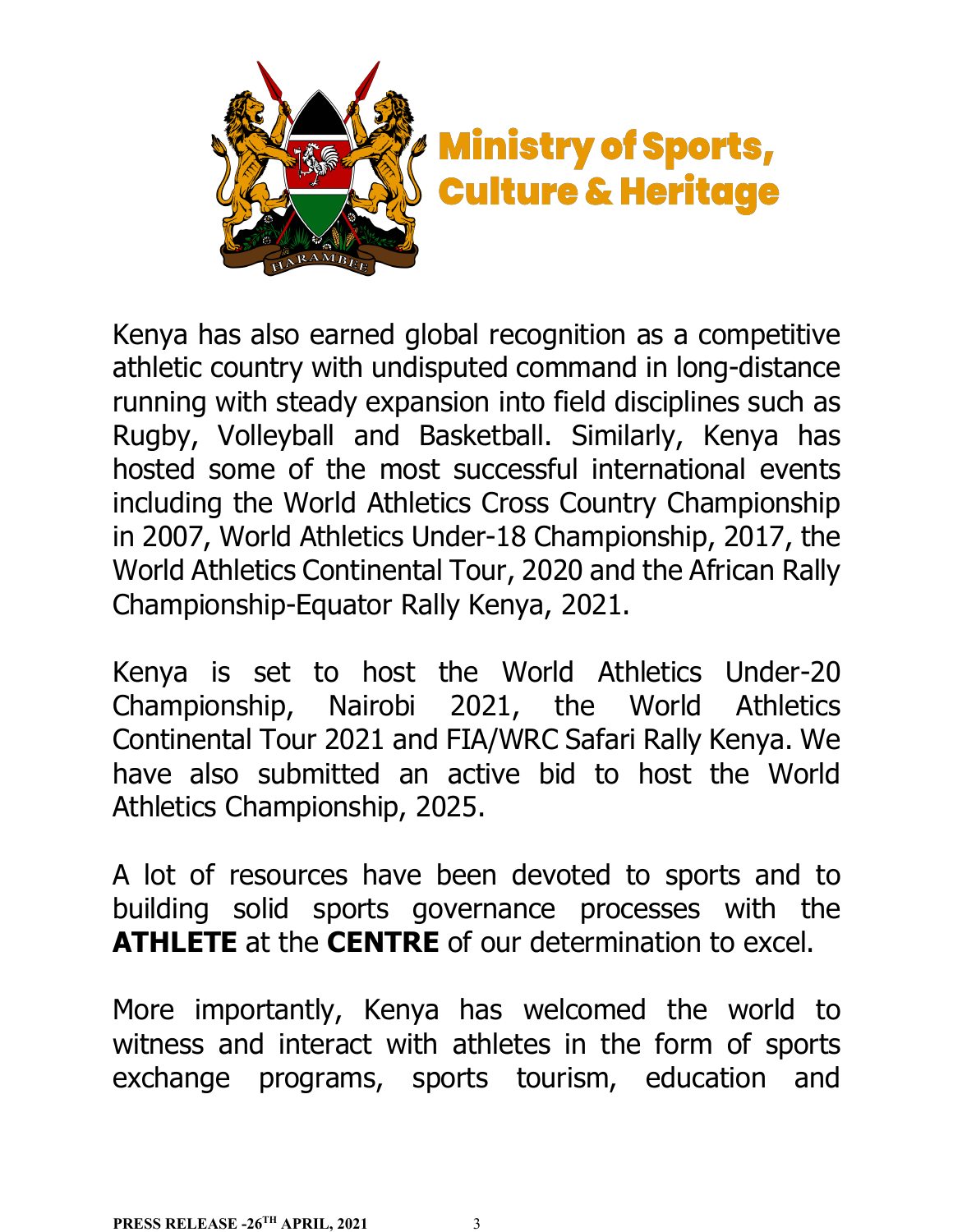Kenya has also earned global recognition as a competitive athletic country with undisputed command in long-distance running with steady expansion into field disciplines such as Rugby, Volleyball and Basketball. Similarly, Kenya has hosted some of the most successful international events including the World Athletics Cross Country Championship in 2007, World Athletics Under-18 Championship, 2017, the World Athletics Continental Tour, 2020 and the African Rally Championship-Equator Rally Kenya, 2021.

Kenya is set to host the World Athletics Under-20 Championship, Nairobi 2021, the World Athletics Continental Tour 2021 and FIA/WRC Safari Rally Kenya. We have also submitted an active bid to host the World Athletics Championship, 2025.

A lot of resources have been devoted to sports and to building solid sports governance processes with the **ATHLETE** at the **CENTRE** of our determination to excel.

More importantly, Kenya has welcomed the world to witness and interact with athletes in the form of sports exchange programs, sports tourism, education and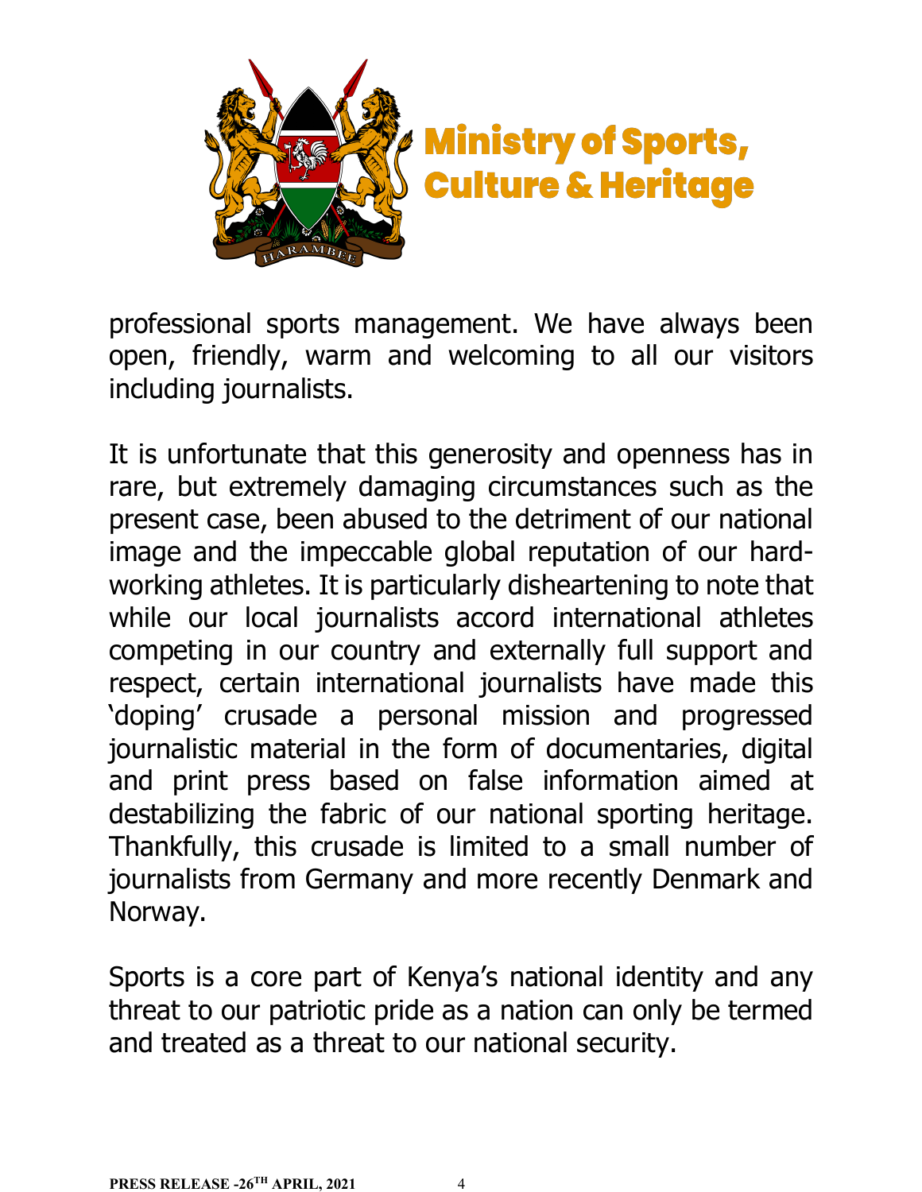professional sports management. We have always been open, friendly, warm and welcoming to all our visitors including journalists.

It is unfortunate that this generosity and openness has in rare, but extremely damaging circumstances such as the present case, been abused to the detriment of our national image and the impeccable global reputation of our hard-working athletes. It is particularly disheartening to note that while our local journalists accord international athletes competing in our country and externally full support and respect, certain international journalists have made this 'doping' crusade a personal mission and progressed journalistic material in the form of documentaries, digital and print press based on false information aimed at destabilizing the fabric of our national sporting heritage. Thankfully, this crusade is limited to a small number of journalists from Germany and more recently Denmark and Norway.

Sports is a core part of Kenya's national identity and any threat to our patriotic pride as a nation can only be termed and treated as a threat to our national security.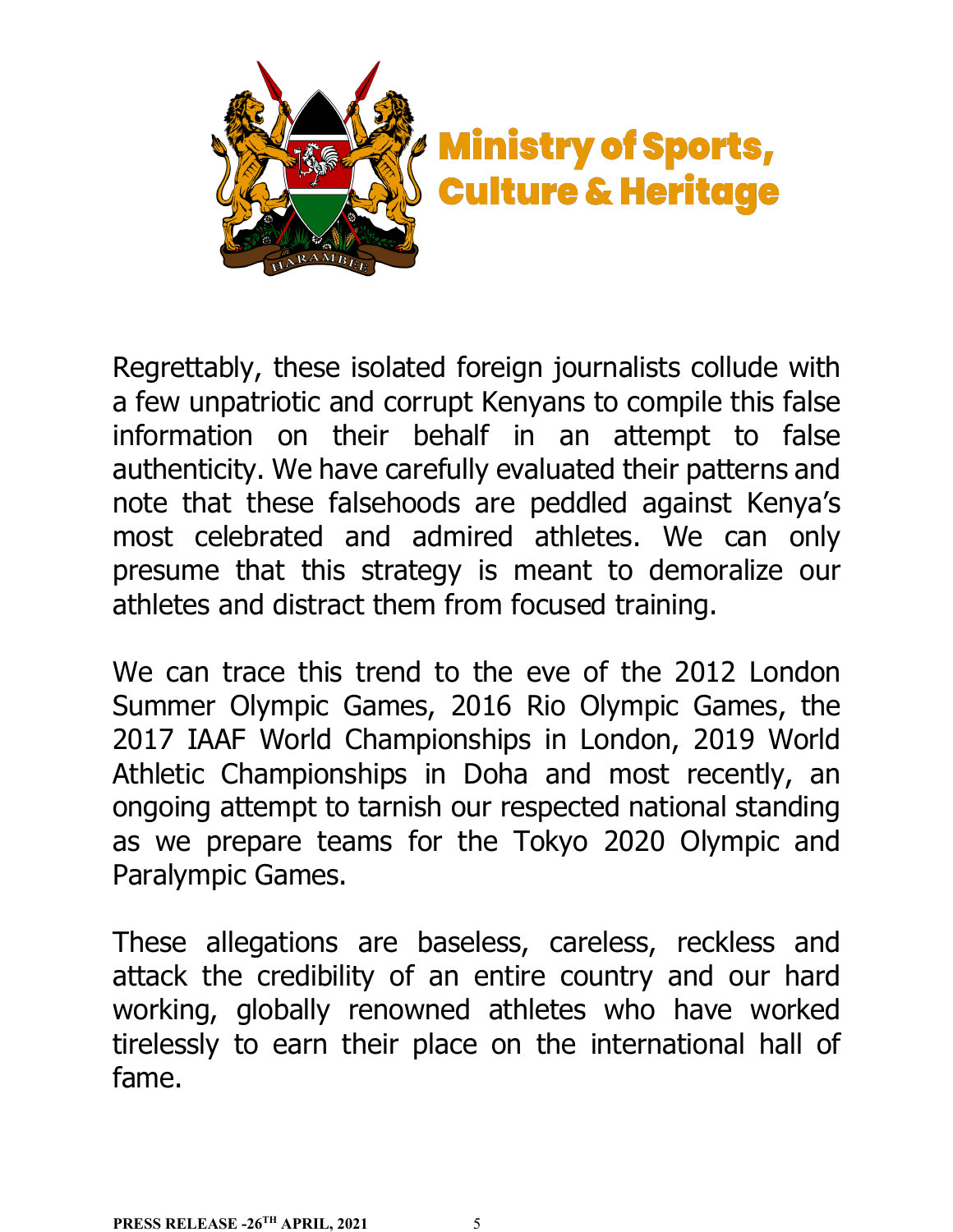Regrettably, these isolated foreign journalists collude with a few unpatriotic and corrupt Kenyans to compile this false information on their behalf in an attempt to false authenticity. We have carefully evaluated their patterns and note that these falsehoods are peddled against Kenya's most celebrated and admired athletes. We can only presume that this strategy is meant to demoralize our athletes and distract them from focused training.

We can trace this trend to the eve of the 2012 London Summer Olympic Games, 2016 Rio Olympic Games, the 2017 IAAF World Championships in London, 2019 World Athletic Championships in Doha and most recently, an ongoing attempt to tarnish our respected national standing as we prepare teams for the Tokyo 2020 Olympic and Paralympic Games.

These allegations are baseless, careless, reckless and attack the credibility of an entire country and our hard working, globally renowned athletes who have worked tirelessly to earn their place on the international hall of fame.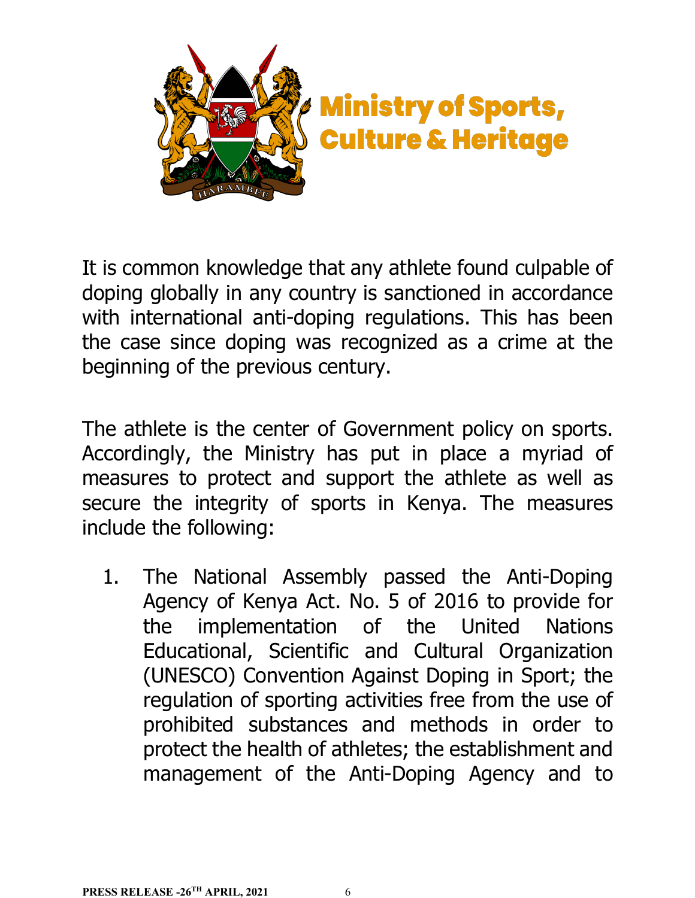**Ministry of Sports, Culture & Heritage**

It is common knowledge that any athlete found culpable of doping globally in any country is sanctioned in accordance with international anti-doping regulations. This has been the case since doping was recognized as a crime at the beginning of the previous century.

The athlete is the center of Government policy on sports. Accordingly, the Ministry has put in place a myriad of measures to protect and support the athlete as well as secure the integrity of sports in Kenya. The measures include the following:

1. The National Assembly passed the Anti-Doping Agency of Kenya Act. No. 5 of 2016 to provide for the implementation of the United Nations Educational, Scientific and Cultural Organization (UNESCO) Convention Against Doping in Sport; the regulation of sporting activities free from the use of prohibited substances and methods in order to protect the health of athletes; the establishment and management of the Anti-Doping Agency and to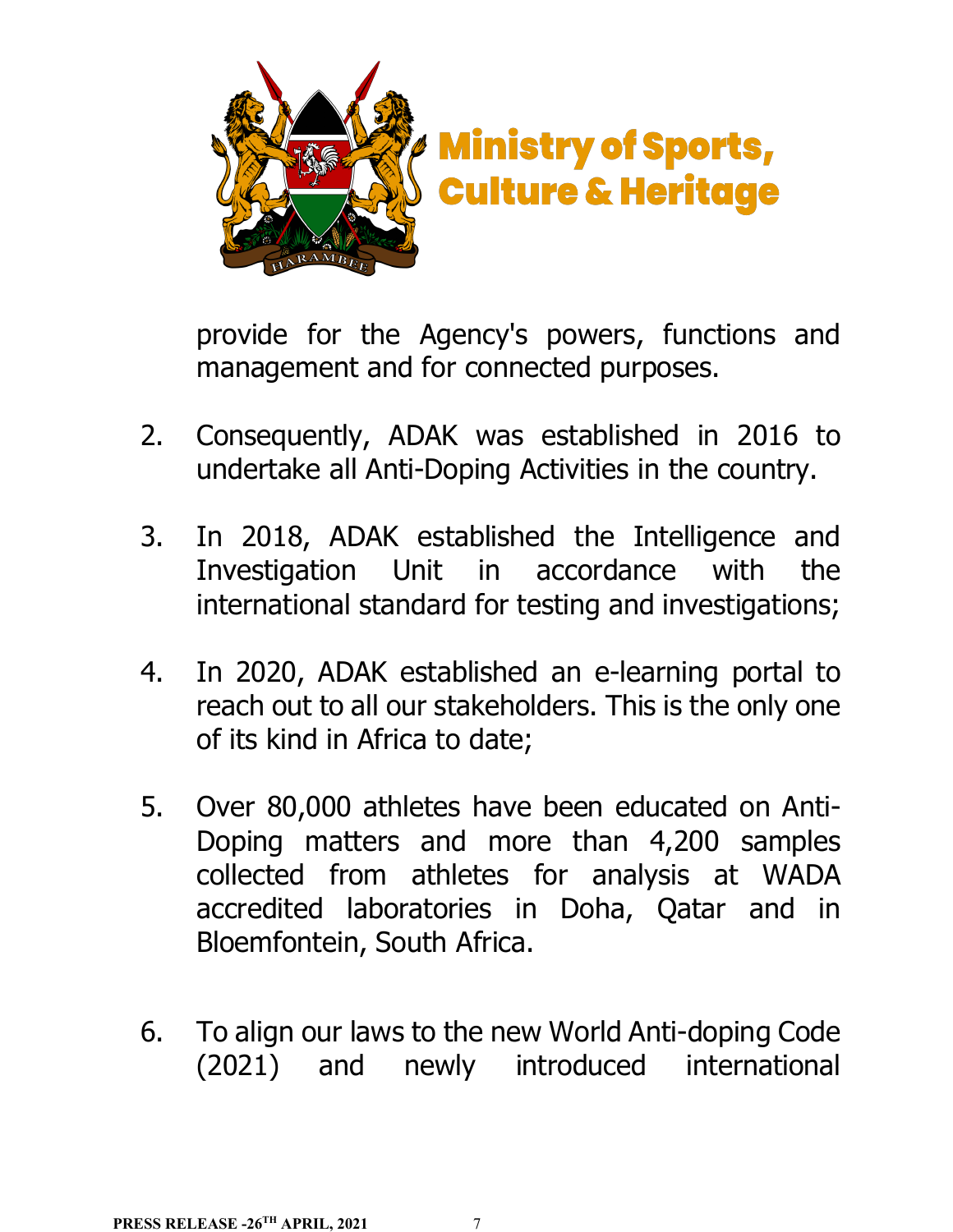provide for the Agency's powers, functions and management and for connected purposes.

2. Consequently, ADAK was established in 2016 to undertake all Anti-Doping Activities in the country.

3. In 2018, ADAK established the Intelligence and Investigation Unit in accordance with the international standard for testing and investigations;

4. In 2020, ADAK established an e-learning portal to reach out to all our stakeholders. This is the only one of its kind in Africa to date;

5. Over 80,000 athletes have been educated on Anti-Doping matters and more than 4,200 samples collected from athletes for analysis at WADA accredited laboratories in Doha, Qatar and in Bloemfontein, South Africa.

6. To align our laws to the new World Anti-doping Code (2021) and newly introduced international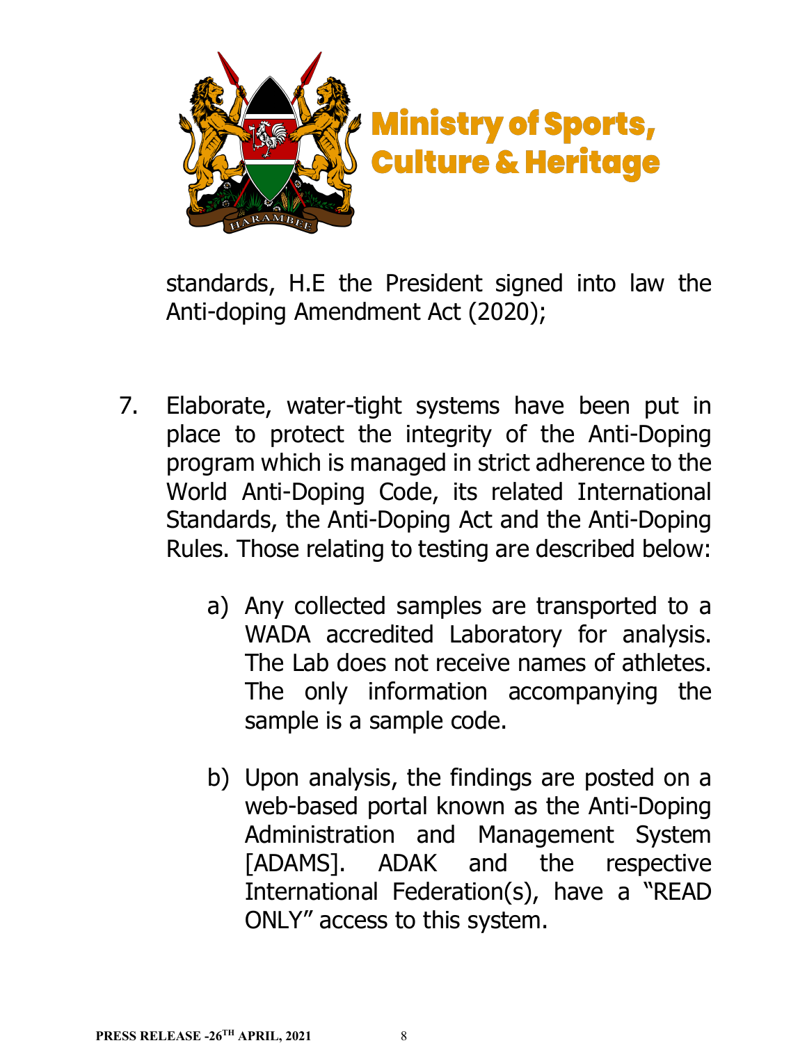standards, H.E the President signed into law the Anti-doping Amendment Act (2020);

7. Elaborate, water-tight systems have been put in place to protect the integrity of the Anti-Doping program which is managed in strict adherence to the World Anti-Doping Code, its related International Standards, the Anti-Doping Act and the Anti-Doping Rules. Those relating to testing are described below:

   a) Any collected samples are transported to a WADA accredited Laboratory for analysis. The Lab does not receive names of athletes. The only information accompanying the sample is a sample code.

   b) Upon analysis, the findings are posted on a web-based portal known as the Anti-Doping Administration and Management System [ADAMS]. ADAK and the respective International Federation(s), have a "READ ONLY" access to this system.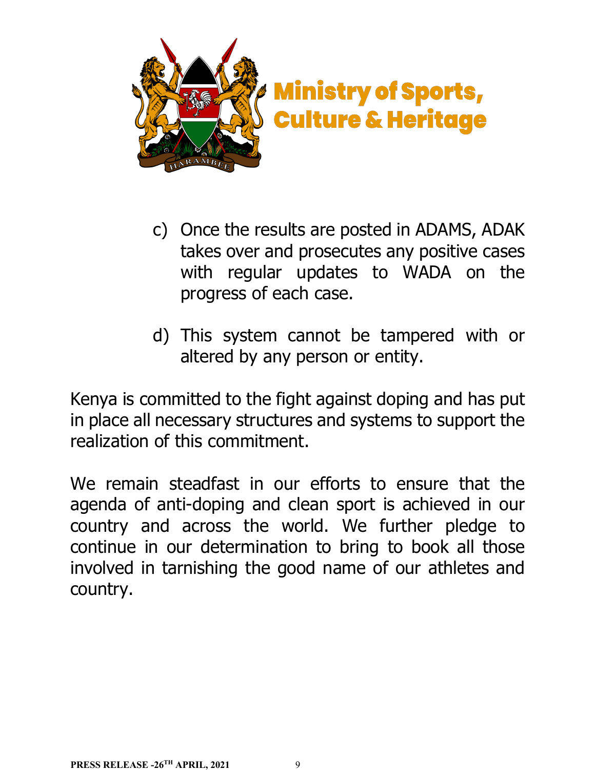c) Once the results are posted in ADAMS, ADAK takes over and prosecutes any positive cases with regular updates to WADA on the progress of each case.

d) This system cannot be tampered with or altered by any person or entity.

Kenya is committed to the fight against doping and has put in place all necessary structures and systems to support the realization of this commitment.

We remain steadfast in our efforts to ensure that the agenda of anti-doping and clean sport is achieved in our country and across the world. We further pledge to continue in our determination to bring to book all those involved in tarnishing the good name of our athletes and country.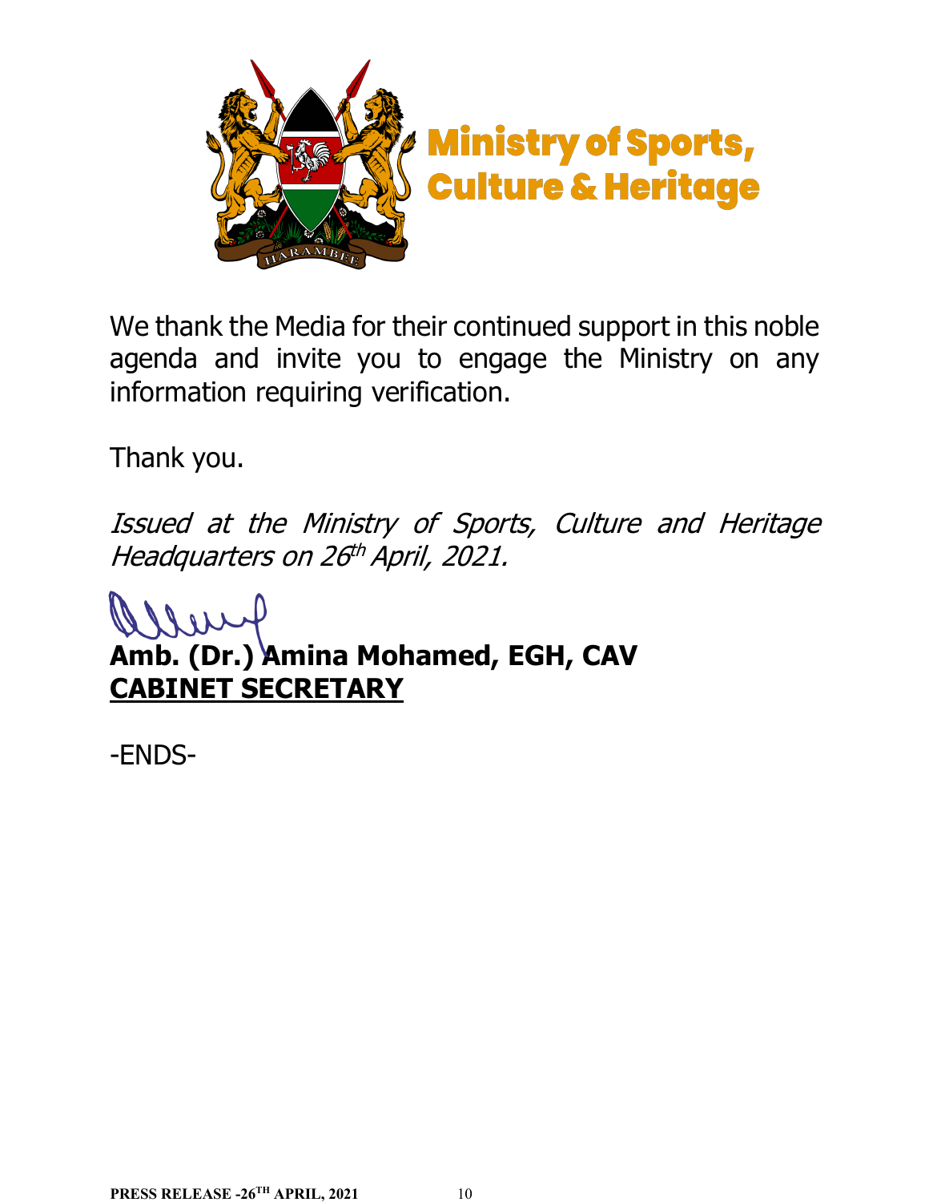**Ministry of Sports, Culture & Heritage**

We thank the Media for their continued support in this noble agenda and invite you to engage the Ministry on any information requiring verification.

Thank you.

*Issued at the Ministry of Sports, Culture and Heritage Headquarters on 26th April, 2021.*

**Amb. (Dr.) Amina Mohamed, EGH, CAV**
**CABINET SECRETARY**

-ENDS-